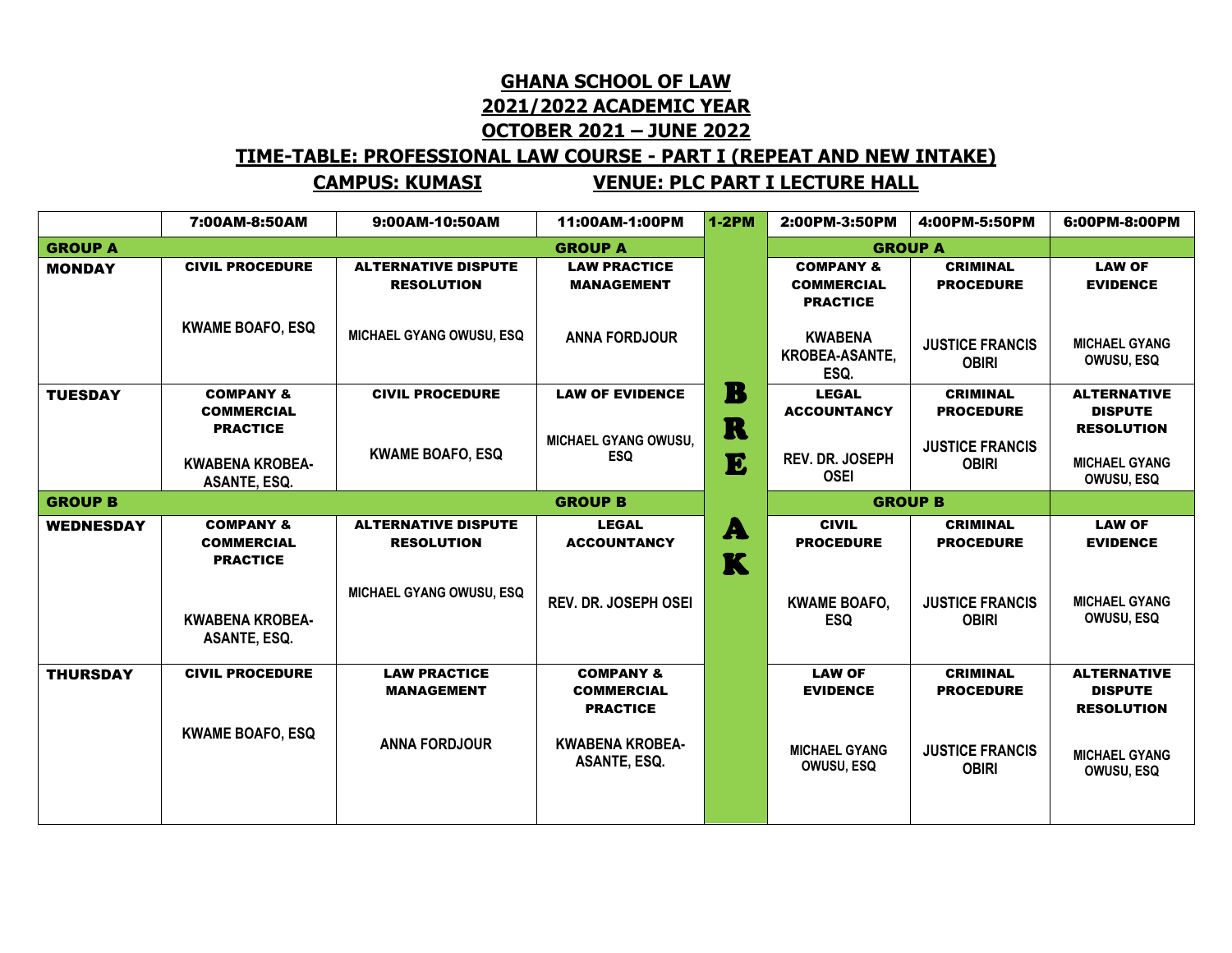# GHANA SCHOOL OF LAW

## 2021/2022 ACADEMIC YEAR

## OCTOBER 2021 – JUNE 2022

## TIME-TABLE: PROFESSIONAL LAW COURSE - PART I (REPEAT AND NEW INTAKE)

**CAMPUS: KUMASI** **VENUE: PLC PART I LECTURE HALL**

| | 7:00AM-8:50AM | 9:00AM-10:50AM | 11:00AM-1:00PM | 1-2PM | 2:00PM-3:50PM | 4:00PM-5:50PM | 6:00PM-8:00PM |
|---|---|---|---|---|---|---|---|
| **GROUP A** | | | **GROUP A** | | **GROUP A** | | |
| **MONDAY** | **CIVIL PROCEDURE**<br>KWAME BOAFO, ESQ | **ALTERNATIVE DISPUTE RESOLUTION**<br>MICHAEL GYANG OWUSU, ESQ | **LAW PRACTICE MANAGEMENT**<br>ANNA FORDJOUR | | **COMPANY & COMMERCIAL PRACTICE**<br>KWABENA KROBEA-ASANTE, ESQ. | **CRIMINAL PROCEDURE**<br>JUSTICE FRANCIS OBIRI | **LAW OF EVIDENCE**<br>MICHAEL GYANG OWUSU, ESQ |
| **TUESDAY** | **COMPANY & COMMERCIAL PRACTICE**<br>KWABENA KROBEA-ASANTE, ESQ. | **CIVIL PROCEDURE**<br>KWAME BOAFO, ESQ | **LAW OF EVIDENCE**<br>MICHAEL GYANG OWUSU, ESQ | **B R E** | **LEGAL ACCOUNTANCY**<br>REV. DR. JOSEPH OSEI | **CRIMINAL PROCEDURE**<br>JUSTICE FRANCIS OBIRI | **ALTERNATIVE DISPUTE RESOLUTION**<br>MICHAEL GYANG OWUSU, ESQ |
| **GROUP B** | | | **GROUP B** | | **GROUP B** | | |
| **WEDNESDAY** | **COMPANY & COMMERCIAL PRACTICE**<br>KWABENA KROBEA-ASANTE, ESQ. | **ALTERNATIVE DISPUTE RESOLUTION**<br>MICHAEL GYANG OWUSU, ESQ | **LEGAL ACCOUNTANCY**<br>REV. DR. JOSEPH OSEI | **A K** | **CIVIL PROCEDURE**<br>KWAME BOAFO, ESQ | **CRIMINAL PROCEDURE**<br>JUSTICE FRANCIS OBIRI | **LAW OF EVIDENCE**<br>MICHAEL GYANG OWUSU, ESQ |
| **THURSDAY** | **CIVIL PROCEDURE**<br>KWAME BOAFO, ESQ | **LAW PRACTICE MANAGEMENT**<br>ANNA FORDJOUR | **COMPANY & COMMERCIAL PRACTICE**<br>KWABENA KROBEA-ASANTE, ESQ. | | **LAW OF EVIDENCE**<br>MICHAEL GYANG OWUSU, ESQ | **CRIMINAL PROCEDURE**<br>JUSTICE FRANCIS OBIRI | **ALTERNATIVE DISPUTE RESOLUTION**<br>MICHAEL GYANG OWUSU, ESQ |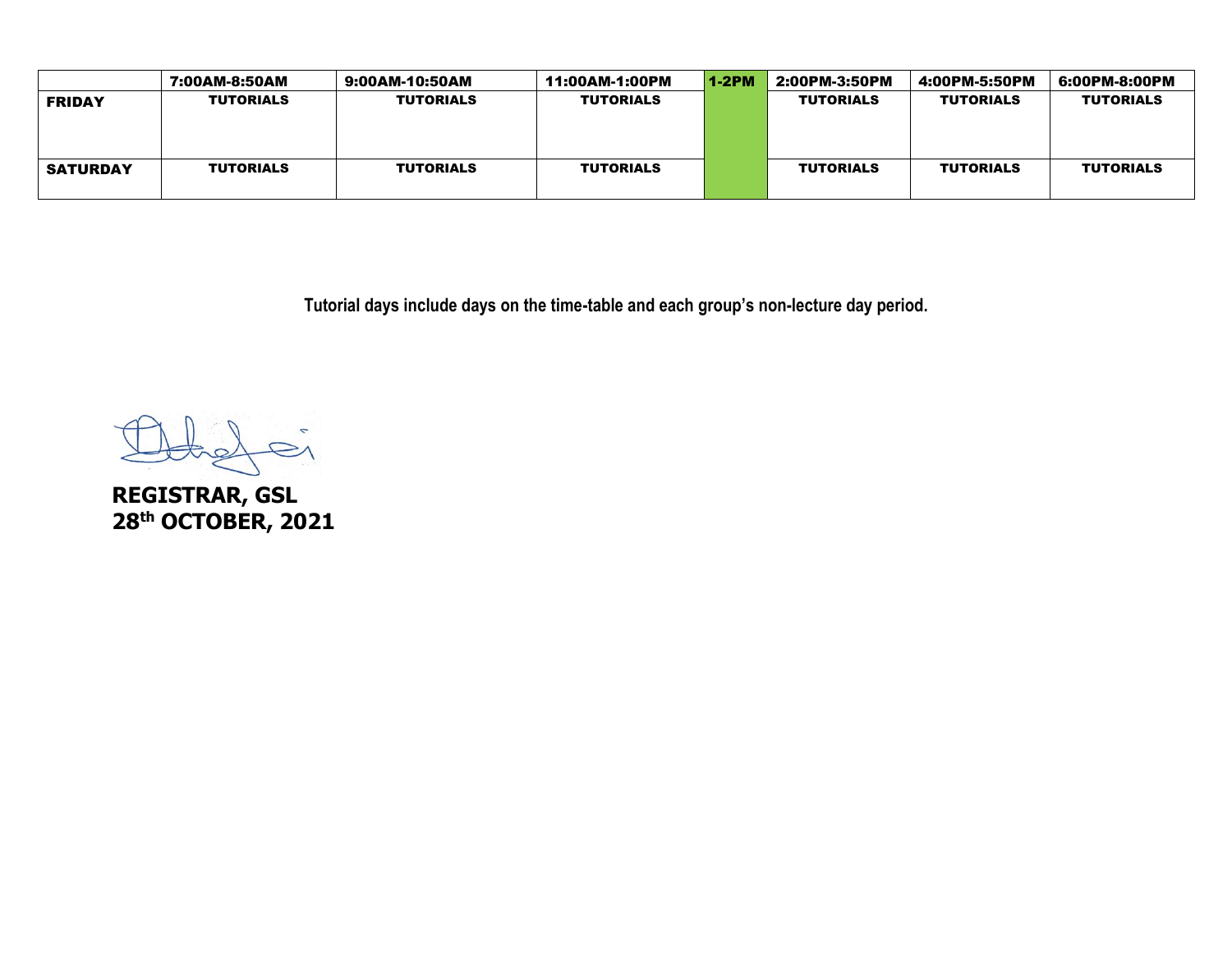| | 7:00AM-8:50AM | 9:00AM-10:50AM | 11:00AM-1:00PM | 1-2PM | 2:00PM-3:50PM | 4:00PM-5:50PM | 6:00PM-8:00PM |
|---|---|---|---|---|---|---|---|
| **FRIDAY** | **TUTORIALS** | **TUTORIALS** | **TUTORIALS** | | **TUTORIALS** | **TUTORIALS** | **TUTORIALS** |
| **SATURDAY** | **TUTORIALS** | **TUTORIALS** | **TUTORIALS** | | **TUTORIALS** | **TUTORIALS** | **TUTORIALS** |

**Tutorial days include days on the time-table and each group's non-lecture day period.**

**REGISTRAR, GSL**
**28th OCTOBER, 2021**